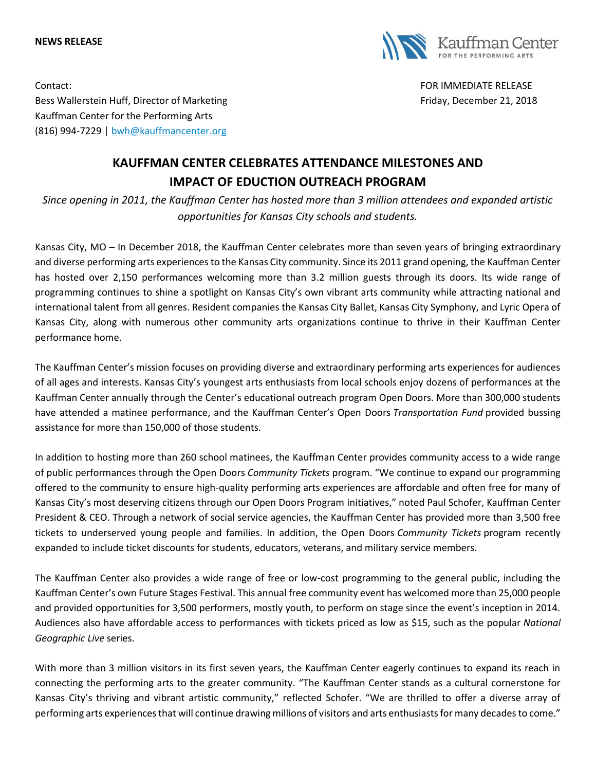**NEWS RELEASE**

Kauffman Center FOR THE PERFORMING ARTS

Contact:
Bess Wallerstein Huff, Director of Marketing
Kauffman Center for the Performing Arts
(816) 994-7229 | bwh@kauffmancenter.org

FOR IMMEDIATE RELEASE
Friday, December 21, 2018

# KAUFFMAN CENTER CELEBRATES ATTENDANCE MILESTONES AND IMPACT OF EDUCTION OUTREACH PROGRAM

*Since opening in 2011, the Kauffman Center has hosted more than 3 million attendees and expanded artistic opportunities for Kansas City schools and students.*

Kansas City, MO – In December 2018, the Kauffman Center celebrates more than seven years of bringing extraordinary and diverse performing arts experiences to the Kansas City community. Since its 2011 grand opening, the Kauffman Center has hosted over 2,150 performances welcoming more than 3.2 million guests through its doors. Its wide range of programming continues to shine a spotlight on Kansas City's own vibrant arts community while attracting national and international talent from all genres. Resident companies the Kansas City Ballet, Kansas City Symphony, and Lyric Opera of Kansas City, along with numerous other community arts organizations continue to thrive in their Kauffman Center performance home.

The Kauffman Center's mission focuses on providing diverse and extraordinary performing arts experiences for audiences of all ages and interests. Kansas City's youngest arts enthusiasts from local schools enjoy dozens of performances at the Kauffman Center annually through the Center's educational outreach program Open Doors. More than 300,000 students have attended a matinee performance, and the Kauffman Center's Open Doors *Transportation Fund* provided bussing assistance for more than 150,000 of those students.

In addition to hosting more than 260 school matinees, the Kauffman Center provides community access to a wide range of public performances through the Open Doors *Community Tickets* program. "We continue to expand our programming offered to the community to ensure high-quality performing arts experiences are affordable and often free for many of Kansas City's most deserving citizens through our Open Doors Program initiatives," noted Paul Schofer, Kauffman Center President & CEO. Through a network of social service agencies, the Kauffman Center has provided more than 3,500 free tickets to underserved young people and families. In addition, the Open Doors *Community Tickets* program recently expanded to include ticket discounts for students, educators, veterans, and military service members.

The Kauffman Center also provides a wide range of free or low-cost programming to the general public, including the Kauffman Center's own Future Stages Festival. This annual free community event has welcomed more than 25,000 people and provided opportunities for 3,500 performers, mostly youth, to perform on stage since the event's inception in 2014. Audiences also have affordable access to performances with tickets priced as low as $15, such as the popular *National Geographic Live* series.

With more than 3 million visitors in its first seven years, the Kauffman Center eagerly continues to expand its reach in connecting the performing arts to the greater community. "The Kauffman Center stands as a cultural cornerstone for Kansas City's thriving and vibrant artistic community," reflected Schofer. "We are thrilled to offer a diverse array of performing arts experiences that will continue drawing millions of visitors and arts enthusiasts for many decades to come."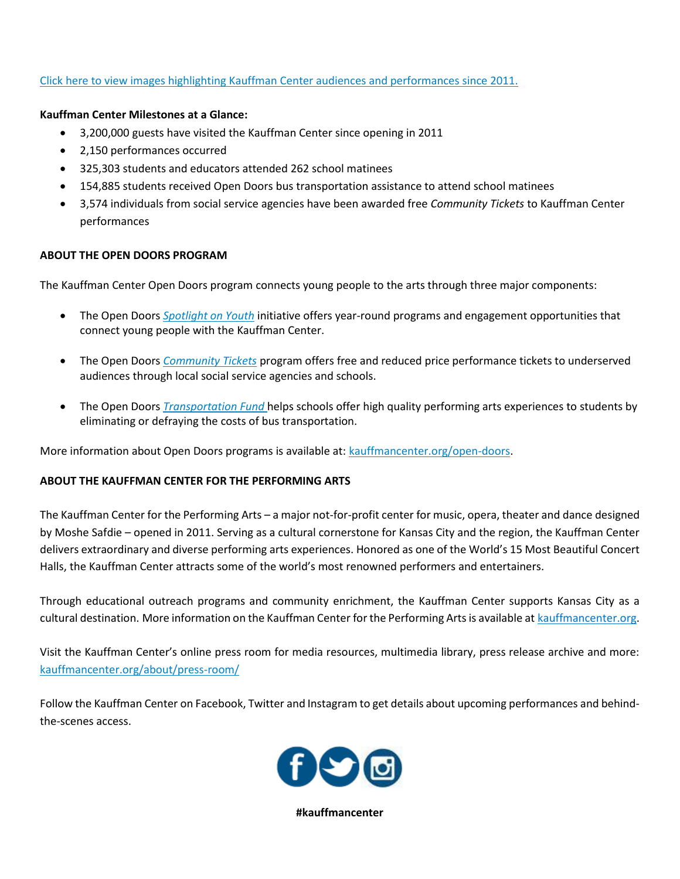[Click here to view images highlighting Kauffman Center audiences and performances since 2011.]

**Kauffman Center Milestones at a Glance:**

- 3,200,000 guests have visited the Kauffman Center since opening in 2011
- 2,150 performances occurred
- 325,303 students and educators attended 262 school matinees
- 154,885 students received Open Doors bus transportation assistance to attend school matinees
- 3,574 individuals from social service agencies have been awarded free *Community Tickets* to Kauffman Center performances

**ABOUT THE OPEN DOORS PROGRAM**

The Kauffman Center Open Doors program connects young people to the arts through three major components:

- The Open Doors *Spotlight on Youth* initiative offers year-round programs and engagement opportunities that connect young people with the Kauffman Center.

- The Open Doors *Community Tickets* program offers free and reduced price performance tickets to underserved audiences through local social service agencies and schools.

- The Open Doors *Transportation Fund* helps schools offer high quality performing arts experiences to students by eliminating or defraying the costs of bus transportation.

More information about Open Doors programs is available at: kauffmancenter.org/open-doors.

**ABOUT THE KAUFFMAN CENTER FOR THE PERFORMING ARTS**

The Kauffman Center for the Performing Arts – a major not-for-profit center for music, opera, theater and dance designed by Moshe Safdie – opened in 2011. Serving as a cultural cornerstone for Kansas City and the region, the Kauffman Center delivers extraordinary and diverse performing arts experiences. Honored as one of the World's 15 Most Beautiful Concert Halls, the Kauffman Center attracts some of the world's most renowned performers and entertainers.

Through educational outreach programs and community enrichment, the Kauffman Center supports Kansas City as a cultural destination. More information on the Kauffman Center for the Performing Arts is available at kauffmancenter.org.

Visit the Kauffman Center's online press room for media resources, multimedia library, press release archive and more: kauffmancenter.org/about/press-room/

Follow the Kauffman Center on Facebook, Twitter and Instagram to get details about upcoming performances and behind-the-scenes access.

**#kauffmancenter**